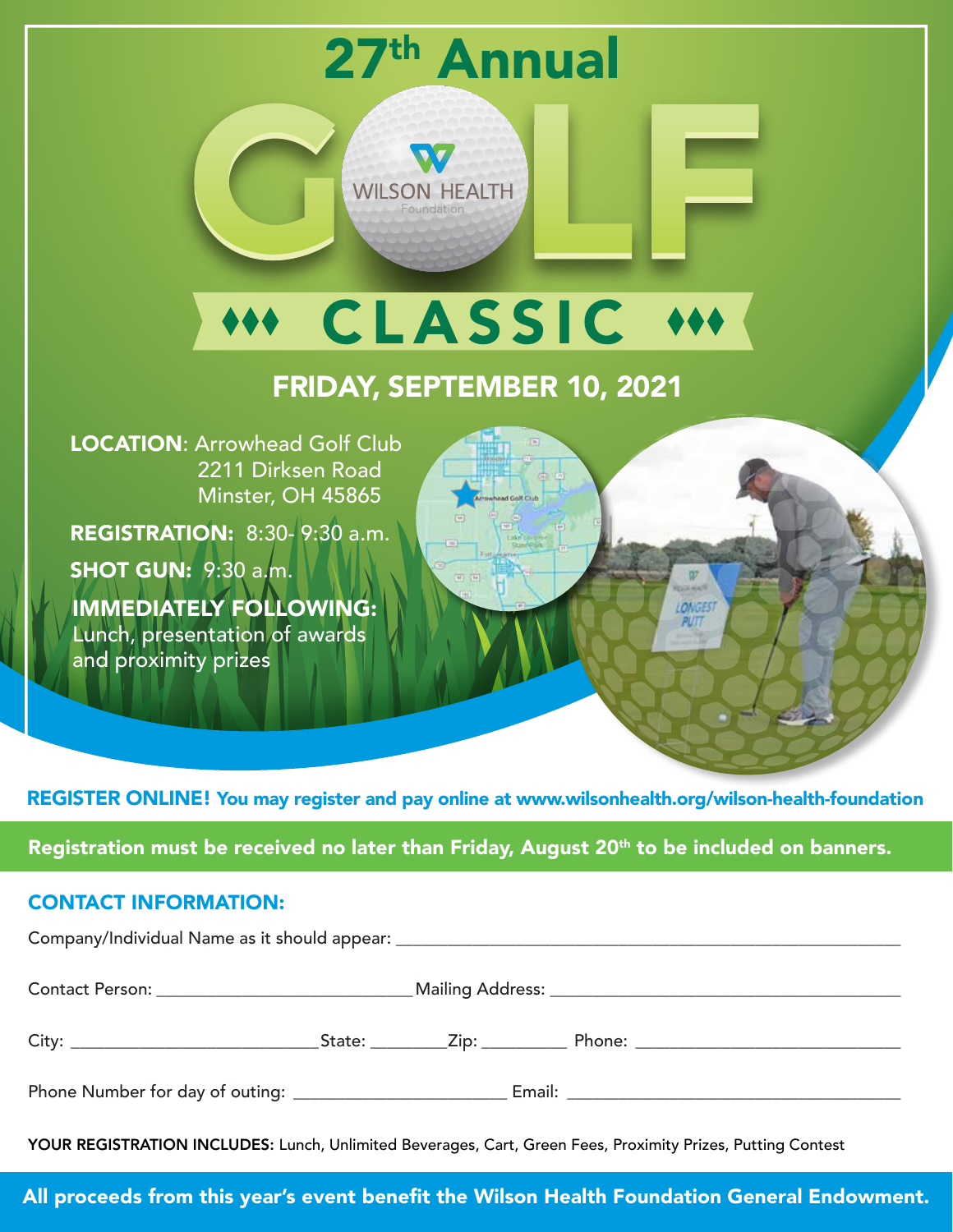# 27th Annual GOLF CLASSIC

WILSON HEALTH Foundation

## FRIDAY, SEPTEMBER 10, 2021

**LOCATION**: Arrowhead Golf Club
2211 Dirksen Road
Minster, OH 45865

**REGISTRATION:** 8:30- 9:30 a.m.

**SHOT GUN:** 9:30 a.m.

**IMMEDIATELY FOLLOWING:**
Lunch, presentation of awards and proximity prizes

**REGISTER ONLINE!** You may register and pay online at www.wilsonhealth.org/wilson-health-foundation

**Registration must be received no later than Friday, August 20th to be included on banners.**

### CONTACT INFORMATION:

Company/Individual Name as it should appear: ______________________________

Contact Person: ______________________ Mailing Address: ______________________

City: ______________________ State: ________ Zip: ________ Phone: ______________________

Phone Number for day of outing: ______________________ Email: ______________________

**YOUR REGISTRATION INCLUDES:** Lunch, Unlimited Beverages, Cart, Green Fees, Proximity Prizes, Putting Contest

**All proceeds from this year's event benefit the Wilson Health Foundation General Endowment.**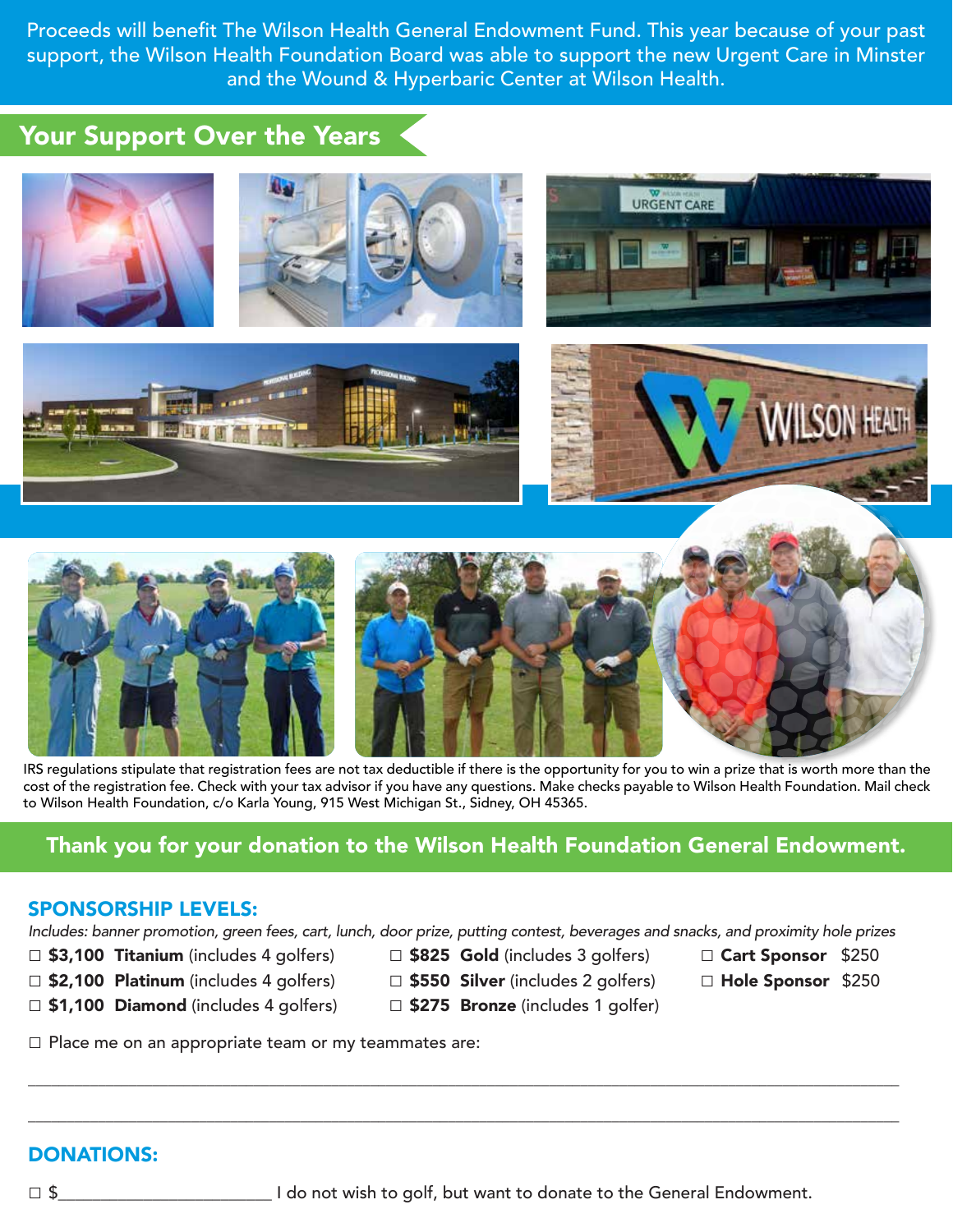Proceeds will benefit The Wilson Health General Endowment Fund. This year because of your past support, the Wilson Health Foundation Board was able to support the new Urgent Care in Minster and the Wound & Hyperbaric Center at Wilson Health.

## Your Support Over the Years

IRS regulations stipulate that registration fees are not tax deductible if there is the opportunity for you to win a prize that is worth more than the cost of the registration fee. Check with your tax advisor if you have any questions. Make checks payable to Wilson Health Foundation. Mail check to Wilson Health Foundation, c/o Karla Young, 915 West Michigan St., Sidney, OH 45365.

## Thank you for your donation to the Wilson Health Foundation General Endowment.

### SPONSORSHIP LEVELS:

*Includes: banner promotion, green fees, cart, lunch, door prize, putting contest, beverages and snacks, and proximity hole prizes*

- ☐ **$3,100 Titanium** (includes 4 golfers)
- ☐ **$2,100 Platinum** (includes 4 golfers)
- ☐ **$1,100 Diamond** (includes 4 golfers)
- ☐ **$825 Gold** (includes 3 golfers)
- ☐ **$550 Silver** (includes 2 golfers)
- ☐ **$275 Bronze** (includes 1 golfer)
- ☐ **Cart Sponsor** $250
- ☐ **Hole Sponsor** $250

☐ Place me on an appropriate team or my teammates are:

______________________________________________________________________________

______________________________________________________________________________

### DONATIONS:

☐ $______________________ I do not wish to golf, but want to donate to the General Endowment.